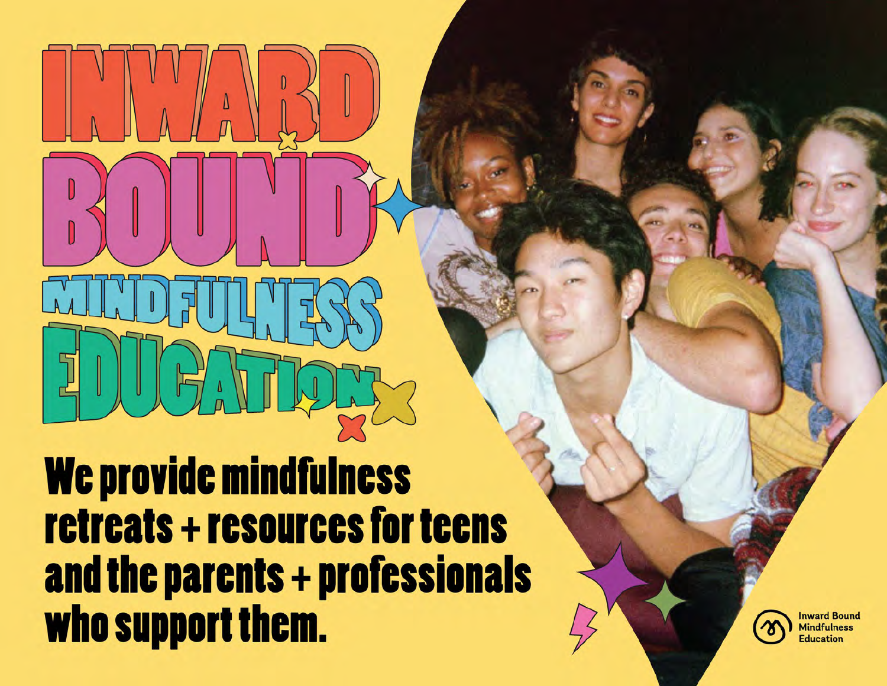# INWARD BOUND MINDFULNESS EDUCATION

**We provide mindfulness retreats + resources for teens and the parents + professionals who support them.**

Inward Bound Mindfulness Education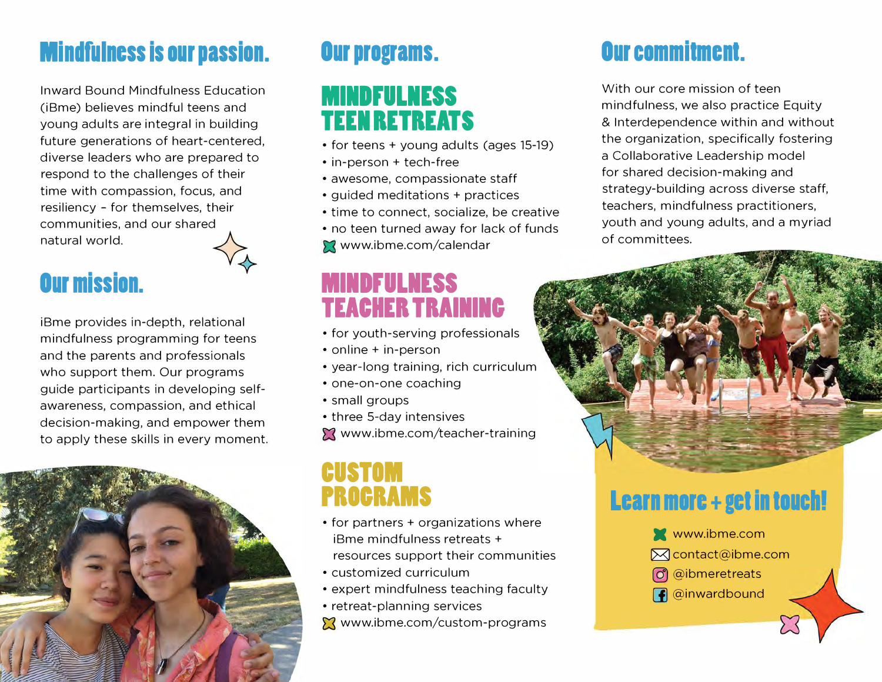# Mindfulness is our passion.

Inward Bound Mindfulness Education (iBme) believes mindful teens and young adults are integral in building future generations of heart-centered, diverse leaders who are prepared to respond to the challenges of their time with compassion, focus, and resiliency – for themselves, their communities, and our shared natural world.

# Our mission.

iBme provides in-depth, relational mindfulness programming for teens and the parents and professionals who support them. Our programs guide participants in developing self-awareness, compassion, and ethical decision-making, and empower them to apply these skills in every moment.

# Our programs.

## MINDFULNESS TEEN RETREATS

- for teens + young adults (ages 15-19)
- in-person + tech-free
- awesome, compassionate staff
- guided meditations + practices
- time to connect, socialize, be creative
- no teen turned away for lack of funds

www.ibme.com/calendar

## MINDFULNESS TEACHER TRAINING

- for youth-serving professionals
- online + in-person
- year-long training, rich curriculum
- one-on-one coaching
- small groups
- three 5-day intensives

www.ibme.com/teacher-training

## CUSTOM PROGRAMS

- for partners + organizations where iBme mindfulness retreats + resources support their communities
- customized curriculum
- expert mindfulness teaching faculty
- retreat-planning services

www.ibme.com/custom-programs

# Our commitment.

With our core mission of teen mindfulness, we also practice Equity & Interdependence within and without the organization, specifically fostering a Collaborative Leadership model for shared decision-making and strategy-building across diverse staff, teachers, mindfulness practitioners, youth and young adults, and a myriad of committees.

## Learn more + get in touch!

www.ibme.com
contact@ibme.com
@ibmeretreats
@inwardbound